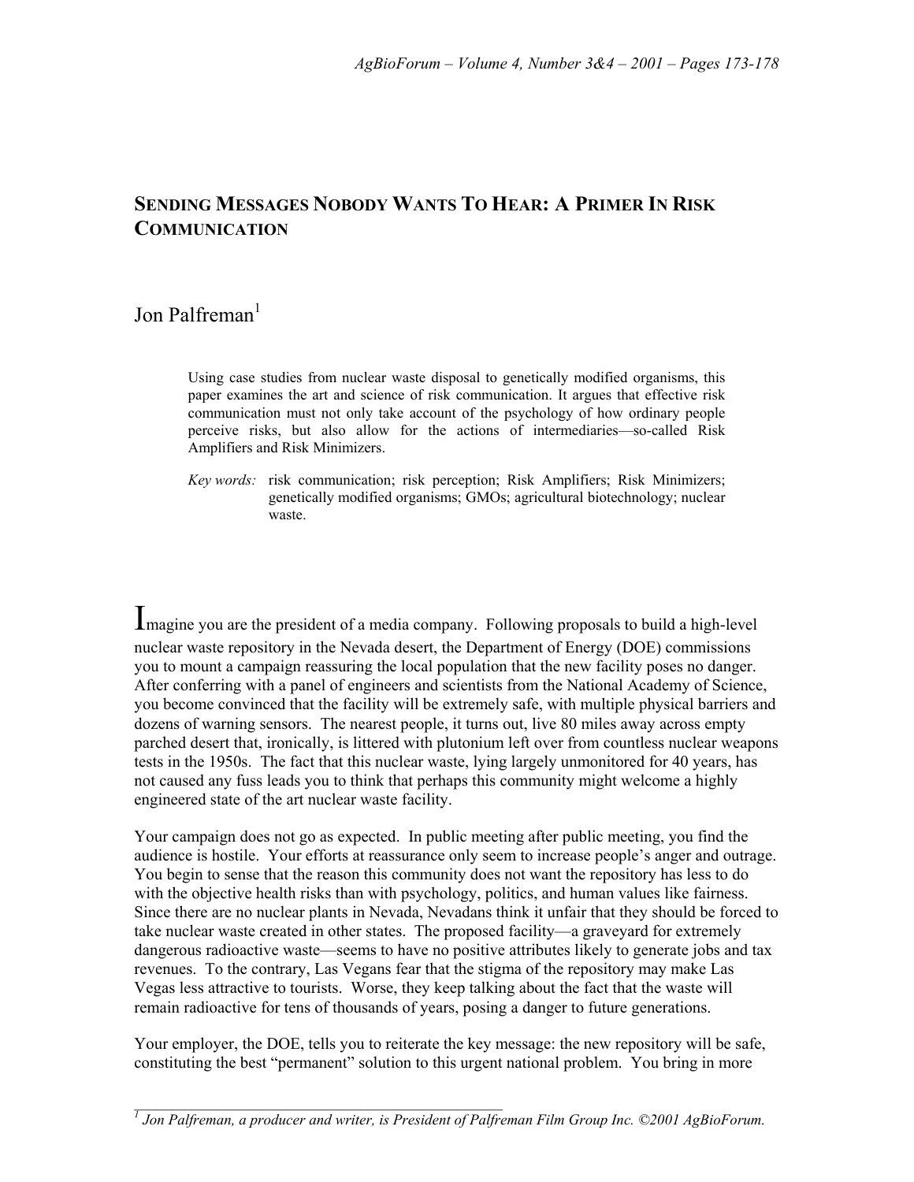# SENDING MESSAGES NOBODY WANTS TO HEAR: A PRIMER IN RISK COMMUNICATION

Jon Palfreman[1]

Using case studies from nuclear waste disposal to genetically modified organisms, this paper examines the art and science of risk communication. It argues that effective risk communication must not only take account of the psychology of how ordinary people perceive risks, but also allow for the actions of intermediaries—so-called Risk Amplifiers and Risk Minimizers.

*Key words:* risk communication; risk perception; Risk Amplifiers; Risk Minimizers; genetically modified organisms; GMOs; agricultural biotechnology; nuclear waste.

Imagine you are the president of a media company. Following proposals to build a high-level nuclear waste repository in the Nevada desert, the Department of Energy (DOE) commissions you to mount a campaign reassuring the local population that the new facility poses no danger. After conferring with a panel of engineers and scientists from the National Academy of Science, you become convinced that the facility will be extremely safe, with multiple physical barriers and dozens of warning sensors. The nearest people, it turns out, live 80 miles away across empty parched desert that, ironically, is littered with plutonium left over from countless nuclear weapons tests in the 1950s. The fact that this nuclear waste, lying largely unmonitored for 40 years, has not caused any fuss leads you to think that perhaps this community might welcome a highly engineered state of the art nuclear waste facility.

Your campaign does not go as expected. In public meeting after public meeting, you find the audience is hostile. Your efforts at reassurance only seem to increase people's anger and outrage. You begin to sense that the reason this community does not want the repository has less to do with the objective health risks than with psychology, politics, and human values like fairness. Since there are no nuclear plants in Nevada, Nevadans think it unfair that they should be forced to take nuclear waste created in other states. The proposed facility—a graveyard for extremely dangerous radioactive waste—seems to have no positive attributes likely to generate jobs and tax revenues. To the contrary, Las Vegans fear that the stigma of the repository may make Las Vegas less attractive to tourists. Worse, they keep talking about the fact that the waste will remain radioactive for tens of thousands of years, posing a danger to future generations.

Your employer, the DOE, tells you to reiterate the key message: the new repository will be safe, constituting the best "permanent" solution to this urgent national problem. You bring in more

[1] *Jon Palfreman, a producer and writer, is President of Palfreman Film Group Inc. ©2001 AgBioForum.*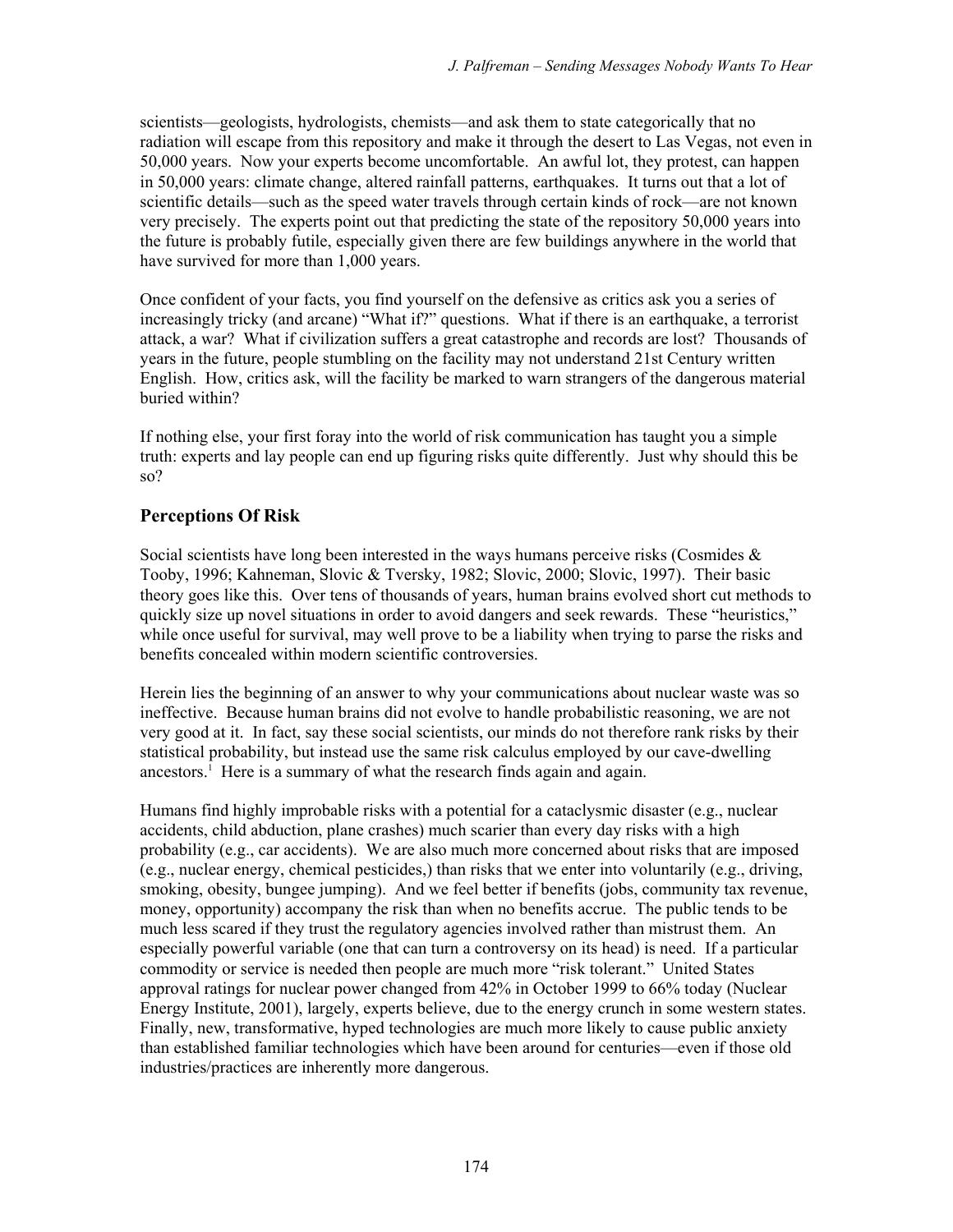scientists—geologists, hydrologists, chemists—and ask them to state categorically that no radiation will escape from this repository and make it through the desert to Las Vegas, not even in 50,000 years. Now your experts become uncomfortable. An awful lot, they protest, can happen in 50,000 years: climate change, altered rainfall patterns, earthquakes. It turns out that a lot of scientific details—such as the speed water travels through certain kinds of rock—are not known very precisely. The experts point out that predicting the state of the repository 50,000 years into the future is probably futile, especially given there are few buildings anywhere in the world that have survived for more than 1,000 years.

Once confident of your facts, you find yourself on the defensive as critics ask you a series of increasingly tricky (and arcane) "What if?" questions. What if there is an earthquake, a terrorist attack, a war? What if civilization suffers a great catastrophe and records are lost? Thousands of years in the future, people stumbling on the facility may not understand 21st Century written English. How, critics ask, will the facility be marked to warn strangers of the dangerous material buried within?

If nothing else, your first foray into the world of risk communication has taught you a simple truth: experts and lay people can end up figuring risks quite differently. Just why should this be so?

## Perceptions Of Risk

Social scientists have long been interested in the ways humans perceive risks (Cosmides & Tooby, 1996; Kahneman, Slovic & Tversky, 1982; Slovic, 2000; Slovic, 1997). Their basic theory goes like this. Over tens of thousands of years, human brains evolved short cut methods to quickly size up novel situations in order to avoid dangers and seek rewards. These "heuristics," while once useful for survival, may well prove to be a liability when trying to parse the risks and benefits concealed within modern scientific controversies.

Herein lies the beginning of an answer to why your communications about nuclear waste was so ineffective. Because human brains did not evolve to handle probabilistic reasoning, we are not very good at it. In fact, say these social scientists, our minds do not therefore rank risks by their statistical probability, but instead use the same risk calculus employed by our cave-dwelling ancestors.[1] Here is a summary of what the research finds again and again.

Humans find highly improbable risks with a potential for a cataclysmic disaster (e.g., nuclear accidents, child abduction, plane crashes) much scarier than every day risks with a high probability (e.g., car accidents). We are also much more concerned about risks that are imposed (e.g., nuclear energy, chemical pesticides,) than risks that we enter into voluntarily (e.g., driving, smoking, obesity, bungee jumping). And we feel better if benefits (jobs, community tax revenue, money, opportunity) accompany the risk than when no benefits accrue. The public tends to be much less scared if they trust the regulatory agencies involved rather than mistrust them. An especially powerful variable (one that can turn a controversy on its head) is need. If a particular commodity or service is needed then people are much more "risk tolerant." United States approval ratings for nuclear power changed from 42% in October 1999 to 66% today (Nuclear Energy Institute, 2001), largely, experts believe, due to the energy crunch in some western states. Finally, new, transformative, hyped technologies are much more likely to cause public anxiety than established familiar technologies which have been around for centuries—even if those old industries/practices are inherently more dangerous.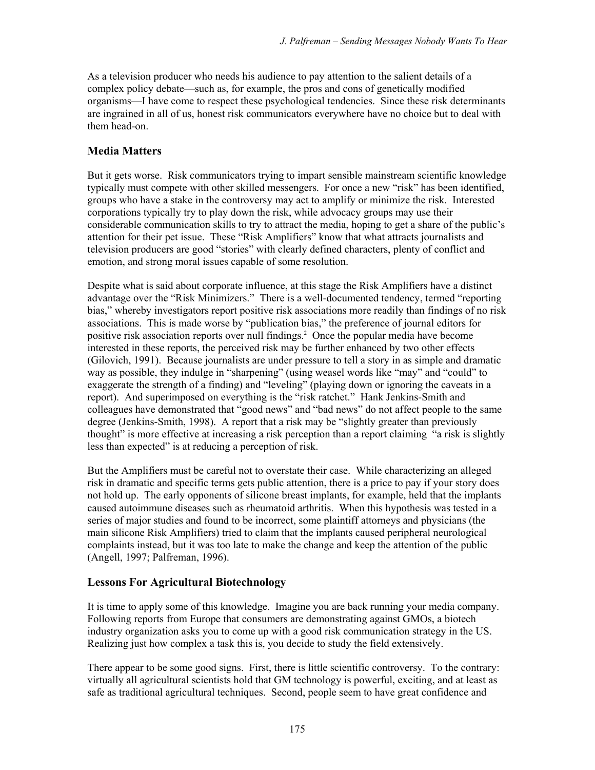As a television producer who needs his audience to pay attention to the salient details of a complex policy debate—such as, for example, the pros and cons of genetically modified organisms—I have come to respect these psychological tendencies. Since these risk determinants are ingrained in all of us, honest risk communicators everywhere have no choice but to deal with them head-on.

## Media Matters

But it gets worse. Risk communicators trying to impart sensible mainstream scientific knowledge typically must compete with other skilled messengers. For once a new "risk" has been identified, groups who have a stake in the controversy may act to amplify or minimize the risk. Interested corporations typically try to play down the risk, while advocacy groups may use their considerable communication skills to try to attract the media, hoping to get a share of the public's attention for their pet issue. These "Risk Amplifiers" know that what attracts journalists and television producers are good "stories" with clearly defined characters, plenty of conflict and emotion, and strong moral issues capable of some resolution.

Despite what is said about corporate influence, at this stage the Risk Amplifiers have a distinct advantage over the "Risk Minimizers." There is a well-documented tendency, termed "reporting bias," whereby investigators report positive risk associations more readily than findings of no risk associations. This is made worse by "publication bias," the preference of journal editors for positive risk association reports over null findings.[2] Once the popular media have become interested in these reports, the perceived risk may be further enhanced by two other effects (Gilovich, 1991). Because journalists are under pressure to tell a story in as simple and dramatic way as possible, they indulge in "sharpening" (using weasel words like "may" and "could" to exaggerate the strength of a finding) and "leveling" (playing down or ignoring the caveats in a report). And superimposed on everything is the "risk ratchet." Hank Jenkins-Smith and colleagues have demonstrated that "good news" and "bad news" do not affect people to the same degree (Jenkins-Smith, 1998). A report that a risk may be "slightly greater than previously thought" is more effective at increasing a risk perception than a report claiming "a risk is slightly less than expected" is at reducing a perception of risk.

But the Amplifiers must be careful not to overstate their case. While characterizing an alleged risk in dramatic and specific terms gets public attention, there is a price to pay if your story does not hold up. The early opponents of silicone breast implants, for example, held that the implants caused autoimmune diseases such as rheumatoid arthritis. When this hypothesis was tested in a series of major studies and found to be incorrect, some plaintiff attorneys and physicians (the main silicone Risk Amplifiers) tried to claim that the implants caused peripheral neurological complaints instead, but it was too late to make the change and keep the attention of the public (Angell, 1997; Palfreman, 1996).

## Lessons For Agricultural Biotechnology

It is time to apply some of this knowledge. Imagine you are back running your media company. Following reports from Europe that consumers are demonstrating against GMOs, a biotech industry organization asks you to come up with a good risk communication strategy in the US. Realizing just how complex a task this is, you decide to study the field extensively.

There appear to be some good signs. First, there is little scientific controversy. To the contrary: virtually all agricultural scientists hold that GM technology is powerful, exciting, and at least as safe as traditional agricultural techniques. Second, people seem to have great confidence and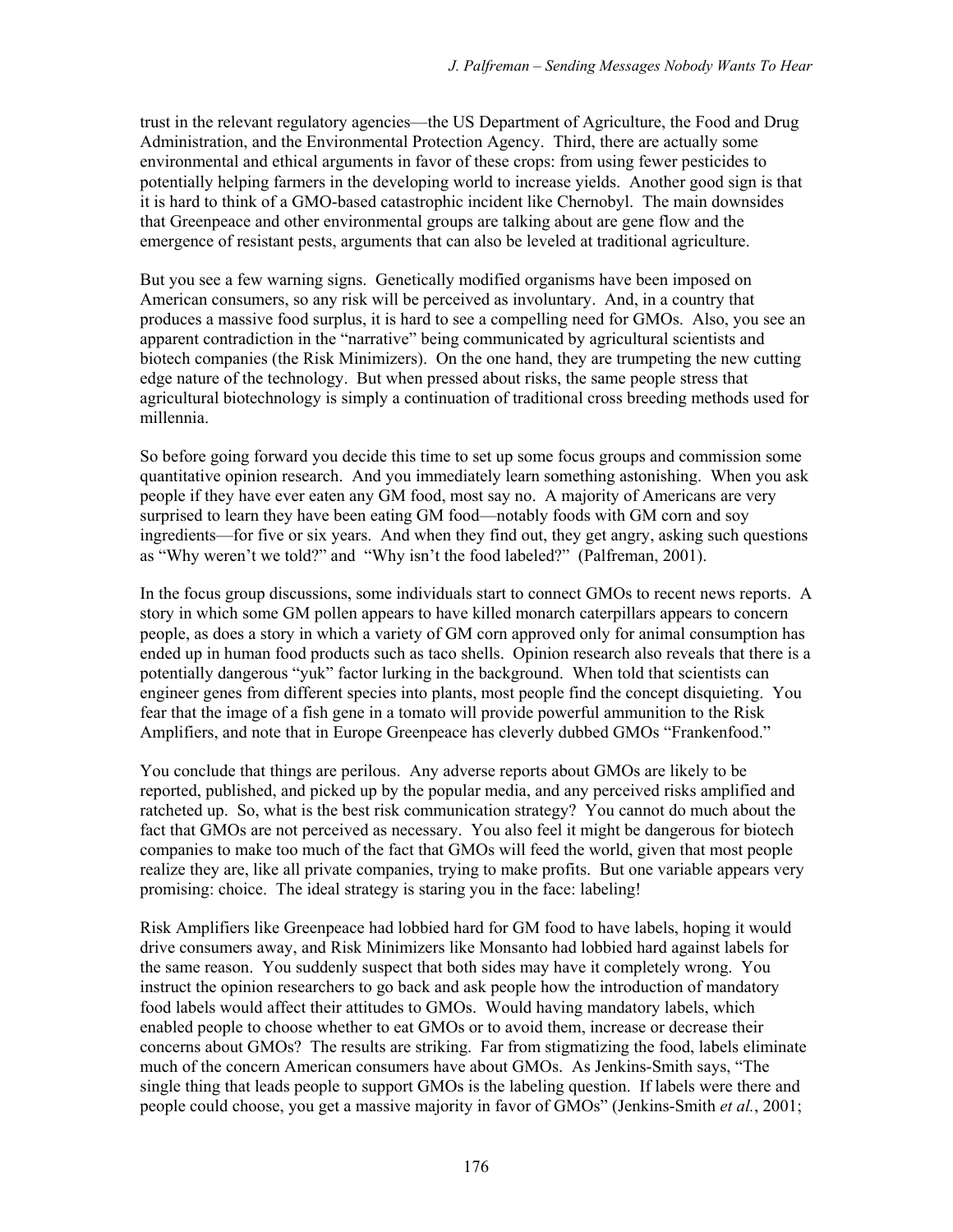trust in the relevant regulatory agencies—the US Department of Agriculture, the Food and Drug Administration, and the Environmental Protection Agency. Third, there are actually some environmental and ethical arguments in favor of these crops: from using fewer pesticides to potentially helping farmers in the developing world to increase yields. Another good sign is that it is hard to think of a GMO-based catastrophic incident like Chernobyl. The main downsides that Greenpeace and other environmental groups are talking about are gene flow and the emergence of resistant pests, arguments that can also be leveled at traditional agriculture.

But you see a few warning signs. Genetically modified organisms have been imposed on American consumers, so any risk will be perceived as involuntary. And, in a country that produces a massive food surplus, it is hard to see a compelling need for GMOs. Also, you see an apparent contradiction in the "narrative" being communicated by agricultural scientists and biotech companies (the Risk Minimizers). On the one hand, they are trumpeting the new cutting edge nature of the technology. But when pressed about risks, the same people stress that agricultural biotechnology is simply a continuation of traditional cross breeding methods used for millennia.

So before going forward you decide this time to set up some focus groups and commission some quantitative opinion research. And you immediately learn something astonishing. When you ask people if they have ever eaten any GM food, most say no. A majority of Americans are very surprised to learn they have been eating GM food—notably foods with GM corn and soy ingredients—for five or six years. And when they find out, they get angry, asking such questions as "Why weren't we told?" and "Why isn't the food labeled?" (Palfreman, 2001).

In the focus group discussions, some individuals start to connect GMOs to recent news reports. A story in which some GM pollen appears to have killed monarch caterpillars appears to concern people, as does a story in which a variety of GM corn approved only for animal consumption has ended up in human food products such as taco shells. Opinion research also reveals that there is a potentially dangerous "yuk" factor lurking in the background. When told that scientists can engineer genes from different species into plants, most people find the concept disquieting. You fear that the image of a fish gene in a tomato will provide powerful ammunition to the Risk Amplifiers, and note that in Europe Greenpeace has cleverly dubbed GMOs "Frankenfood."

You conclude that things are perilous. Any adverse reports about GMOs are likely to be reported, published, and picked up by the popular media, and any perceived risks amplified and ratcheted up. So, what is the best risk communication strategy? You cannot do much about the fact that GMOs are not perceived as necessary. You also feel it might be dangerous for biotech companies to make too much of the fact that GMOs will feed the world, given that most people realize they are, like all private companies, trying to make profits. But one variable appears very promising: choice. The ideal strategy is staring you in the face: labeling!

Risk Amplifiers like Greenpeace had lobbied hard for GM food to have labels, hoping it would drive consumers away, and Risk Minimizers like Monsanto had lobbied hard against labels for the same reason. You suddenly suspect that both sides may have it completely wrong. You instruct the opinion researchers to go back and ask people how the introduction of mandatory food labels would affect their attitudes to GMOs. Would having mandatory labels, which enabled people to choose whether to eat GMOs or to avoid them, increase or decrease their concerns about GMOs? The results are striking. Far from stigmatizing the food, labels eliminate much of the concern American consumers have about GMOs. As Jenkins-Smith says, "The single thing that leads people to support GMOs is the labeling question. If labels were there and people could choose, you get a massive majority in favor of GMOs" (Jenkins-Smith *et al.*, 2001;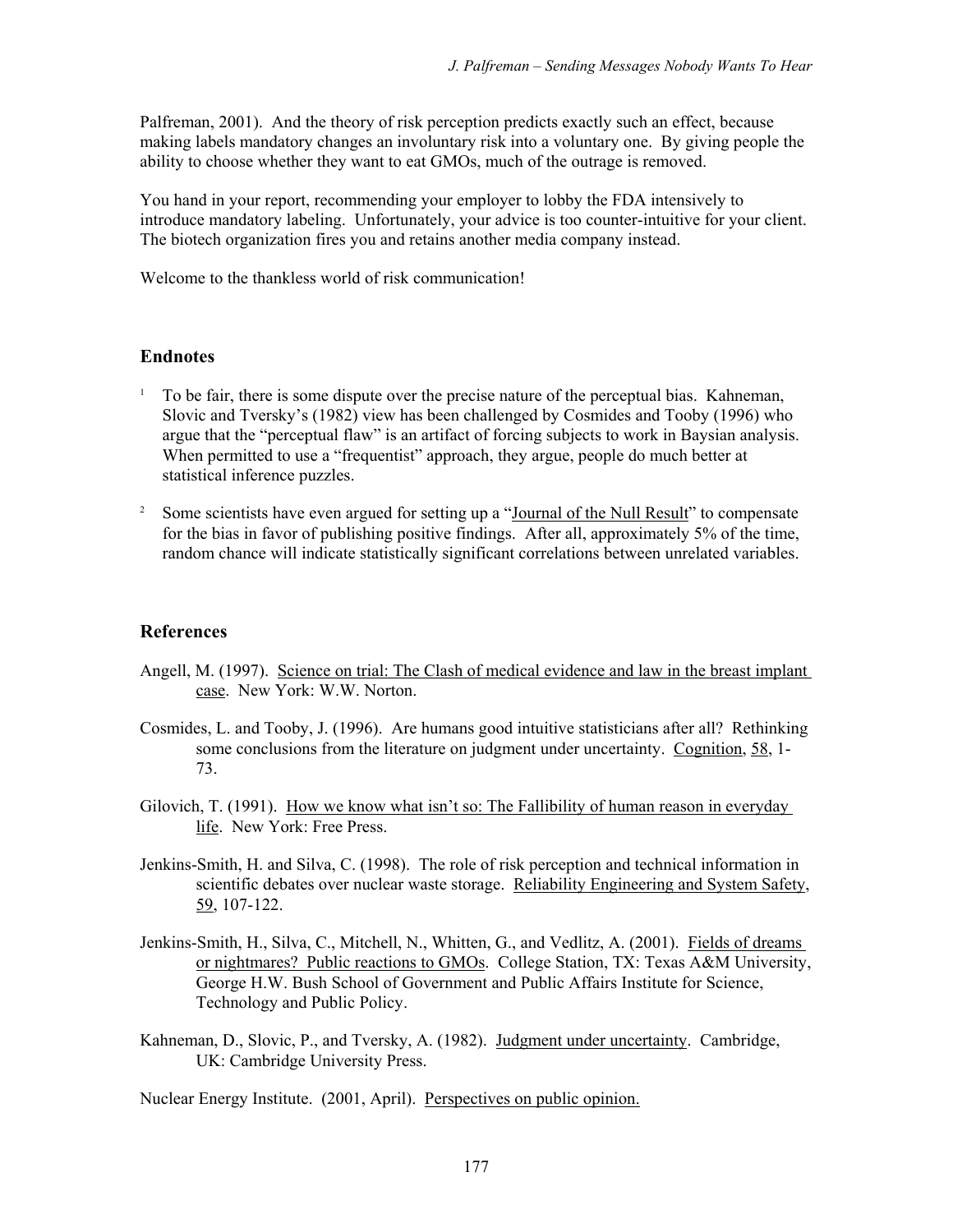Palfreman, 2001). And the theory of risk perception predicts exactly such an effect, because making labels mandatory changes an involuntary risk into a voluntary one. By giving people the ability to choose whether they want to eat GMOs, much of the outrage is removed.

You hand in your report, recommending your employer to lobby the FDA intensively to introduce mandatory labeling. Unfortunately, your advice is too counter-intuitive for your client. The biotech organization fires you and retains another media company instead.

Welcome to the thankless world of risk communication!

## Endnotes

[1] To be fair, there is some dispute over the precise nature of the perceptual bias. Kahneman, Slovic and Tversky's (1982) view has been challenged by Cosmides and Tooby (1996) who argue that the "perceptual flaw" is an artifact of forcing subjects to work in Baysian analysis. When permitted to use a "frequentist" approach, they argue, people do much better at statistical inference puzzles.

[2] Some scientists have even argued for setting up a "Journal of the Null Result" to compensate for the bias in favor of publishing positive findings. After all, approximately 5% of the time, random chance will indicate statistically significant correlations between unrelated variables.

## References

Angell, M. (1997). Science on trial: The Clash of medical evidence and law in the breast implant case. New York: W.W. Norton.

Cosmides, L. and Tooby, J. (1996). Are humans good intuitive statisticians after all? Rethinking some conclusions from the literature on judgment under uncertainty. Cognition, 58, 1-73.

Gilovich, T. (1991). How we know what isn't so: The Fallibility of human reason in everyday life. New York: Free Press.

Jenkins-Smith, H. and Silva, C. (1998). The role of risk perception and technical information in scientific debates over nuclear waste storage. Reliability Engineering and System Safety, 59, 107-122.

Jenkins-Smith, H., Silva, C., Mitchell, N., Whitten, G., and Vedlitz, A. (2001). Fields of dreams or nightmares? Public reactions to GMOs. College Station, TX: Texas A&M University, George H.W. Bush School of Government and Public Affairs Institute for Science, Technology and Public Policy.

Kahneman, D., Slovic, P., and Tversky, A. (1982). Judgment under uncertainty. Cambridge, UK: Cambridge University Press.

Nuclear Energy Institute. (2001, April). Perspectives on public opinion.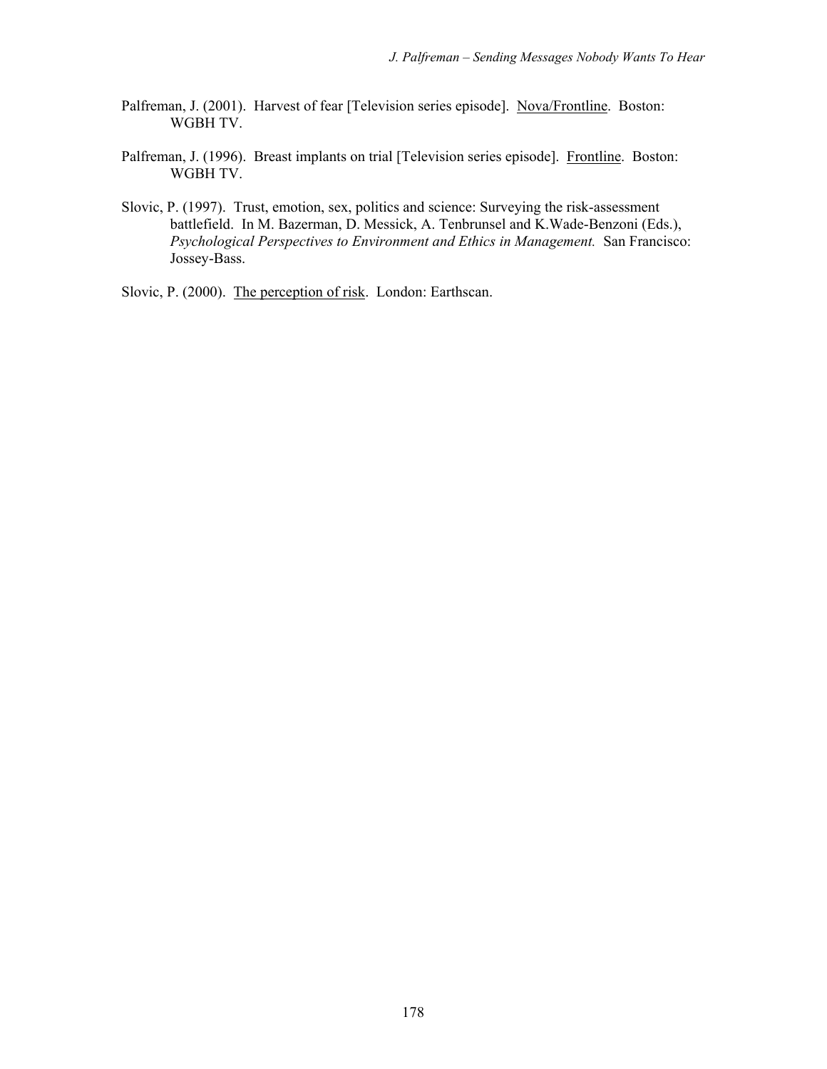Palfreman, J. (2001). Harvest of fear [Television series episode]. Nova/Frontline. Boston: WGBH TV.

Palfreman, J. (1996). Breast implants on trial [Television series episode]. Frontline. Boston: WGBH TV.

Slovic, P. (1997). Trust, emotion, sex, politics and science: Surveying the risk-assessment battlefield. In M. Bazerman, D. Messick, A. Tenbrunsel and K.Wade-Benzoni (Eds.), *Psychological Perspectives to Environment and Ethics in Management.* San Francisco: Jossey-Bass.

Slovic, P. (2000). The perception of risk. London: Earthscan.